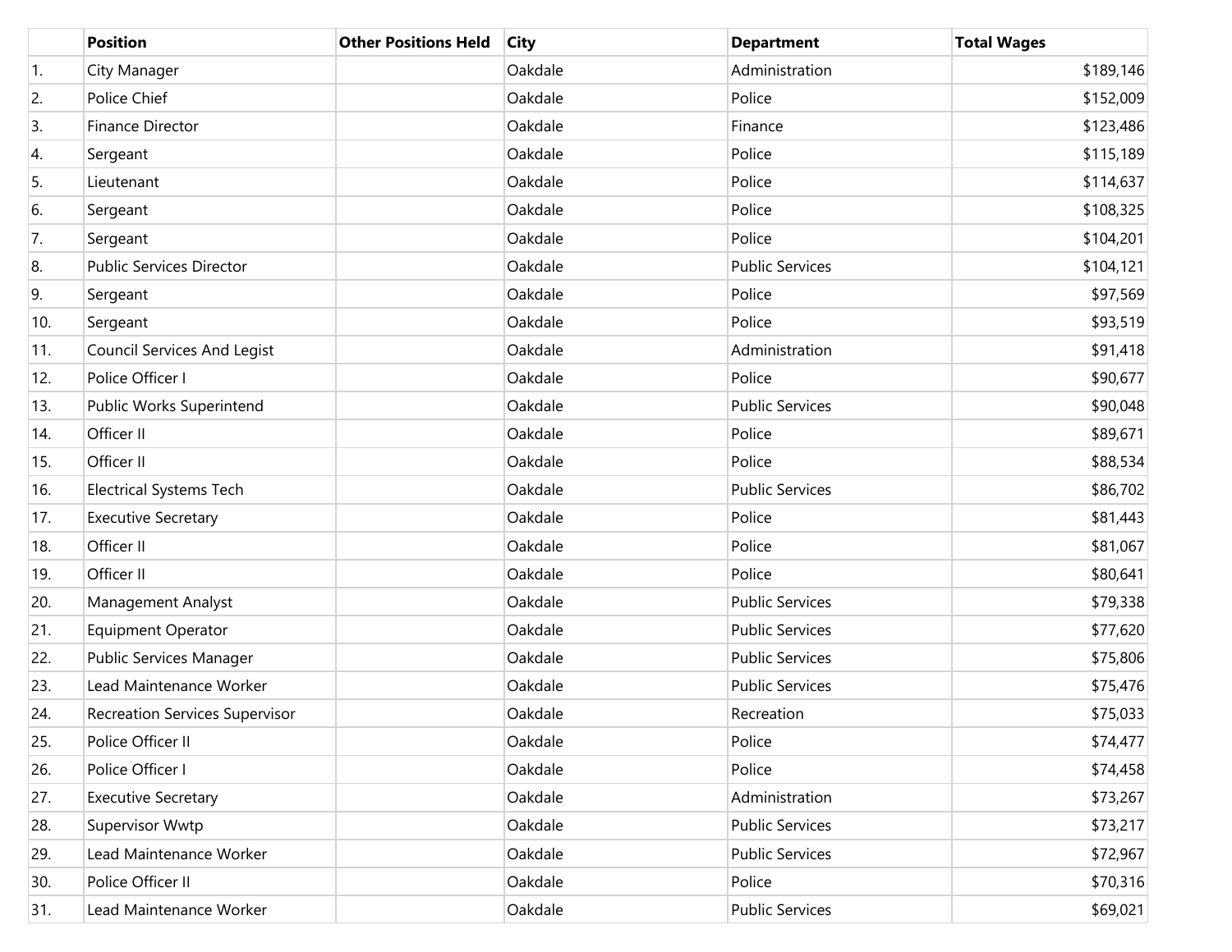| | Position | Other Positions Held | City | Department | Total Wages |
|---|---|---|---|---|---|
| 1. | City Manager | | Oakdale | Administration | $189,146 |
| 2. | Police Chief | | Oakdale | Police | $152,009 |
| 3. | Finance Director | | Oakdale | Finance | $123,486 |
| 4. | Sergeant | | Oakdale | Police | $115,189 |
| 5. | Lieutenant | | Oakdale | Police | $114,637 |
| 6. | Sergeant | | Oakdale | Police | $108,325 |
| 7. | Sergeant | | Oakdale | Police | $104,201 |
| 8. | Public Services Director | | Oakdale | Public Services | $104,121 |
| 9. | Sergeant | | Oakdale | Police | $97,569 |
| 10. | Sergeant | | Oakdale | Police | $93,519 |
| 11. | Council Services And Legist | | Oakdale | Administration | $91,418 |
| 12. | Police Officer I | | Oakdale | Police | $90,677 |
| 13. | Public Works Superintend | | Oakdale | Public Services | $90,048 |
| 14. | Officer II | | Oakdale | Police | $89,671 |
| 15. | Officer II | | Oakdale | Police | $88,534 |
| 16. | Electrical Systems Tech | | Oakdale | Public Services | $86,702 |
| 17. | Executive Secretary | | Oakdale | Police | $81,443 |
| 18. | Officer II | | Oakdale | Police | $81,067 |
| 19. | Officer II | | Oakdale | Police | $80,641 |
| 20. | Management Analyst | | Oakdale | Public Services | $79,338 |
| 21. | Equipment Operator | | Oakdale | Public Services | $77,620 |
| 22. | Public Services Manager | | Oakdale | Public Services | $75,806 |
| 23. | Lead Maintenance Worker | | Oakdale | Public Services | $75,476 |
| 24. | Recreation Services Supervisor | | Oakdale | Recreation | $75,033 |
| 25. | Police Officer II | | Oakdale | Police | $74,477 |
| 26. | Police Officer I | | Oakdale | Police | $74,458 |
| 27. | Executive Secretary | | Oakdale | Administration | $73,267 |
| 28. | Supervisor Wwtp | | Oakdale | Public Services | $73,217 |
| 29. | Lead Maintenance Worker | | Oakdale | Public Services | $72,967 |
| 30. | Police Officer II | | Oakdale | Police | $70,316 |
| 31. | Lead Maintenance Worker | | Oakdale | Public Services | $69,021 |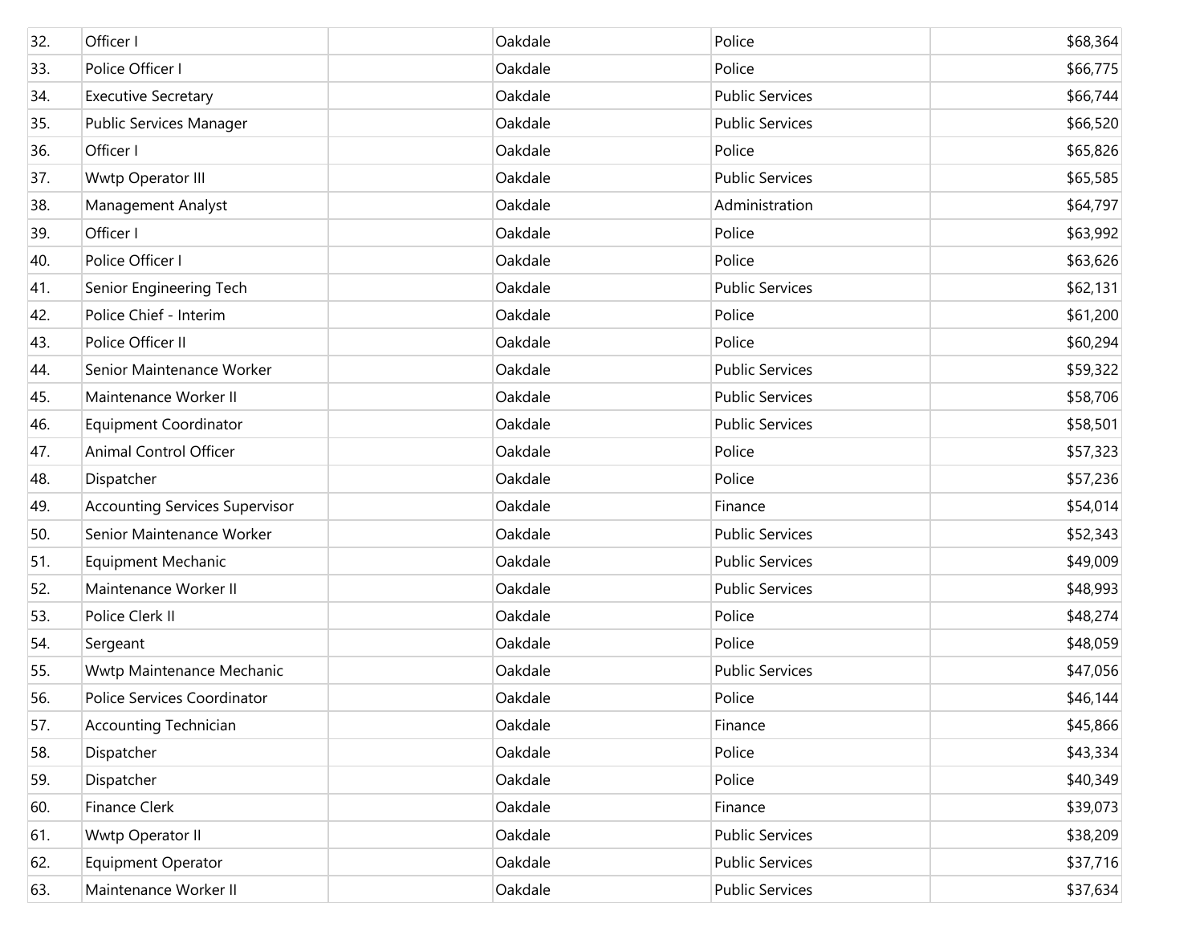| | | | | | |
|---|---|---|---|---|---|
| 32. | Officer I | | Oakdale | Police | $68,364 |
| 33. | Police Officer I | | Oakdale | Police | $66,775 |
| 34. | Executive Secretary | | Oakdale | Public Services | $66,744 |
| 35. | Public Services Manager | | Oakdale | Public Services | $66,520 |
| 36. | Officer I | | Oakdale | Police | $65,826 |
| 37. | Wwtp Operator III | | Oakdale | Public Services | $65,585 |
| 38. | Management Analyst | | Oakdale | Administration | $64,797 |
| 39. | Officer I | | Oakdale | Police | $63,992 |
| 40. | Police Officer I | | Oakdale | Police | $63,626 |
| 41. | Senior Engineering Tech | | Oakdale | Public Services | $62,131 |
| 42. | Police Chief - Interim | | Oakdale | Police | $61,200 |
| 43. | Police Officer II | | Oakdale | Police | $60,294 |
| 44. | Senior Maintenance Worker | | Oakdale | Public Services | $59,322 |
| 45. | Maintenance Worker II | | Oakdale | Public Services | $58,706 |
| 46. | Equipment Coordinator | | Oakdale | Public Services | $58,501 |
| 47. | Animal Control Officer | | Oakdale | Police | $57,323 |
| 48. | Dispatcher | | Oakdale | Police | $57,236 |
| 49. | Accounting Services Supervisor | | Oakdale | Finance | $54,014 |
| 50. | Senior Maintenance Worker | | Oakdale | Public Services | $52,343 |
| 51. | Equipment Mechanic | | Oakdale | Public Services | $49,009 |
| 52. | Maintenance Worker II | | Oakdale | Public Services | $48,993 |
| 53. | Police Clerk II | | Oakdale | Police | $48,274 |
| 54. | Sergeant | | Oakdale | Police | $48,059 |
| 55. | Wwtp Maintenance Mechanic | | Oakdale | Public Services | $47,056 |
| 56. | Police Services Coordinator | | Oakdale | Police | $46,144 |
| 57. | Accounting Technician | | Oakdale | Finance | $45,866 |
| 58. | Dispatcher | | Oakdale | Police | $43,334 |
| 59. | Dispatcher | | Oakdale | Police | $40,349 |
| 60. | Finance Clerk | | Oakdale | Finance | $39,073 |
| 61. | Wwtp Operator II | | Oakdale | Public Services | $38,209 |
| 62. | Equipment Operator | | Oakdale | Public Services | $37,716 |
| 63. | Maintenance Worker II | | Oakdale | Public Services | $37,634 |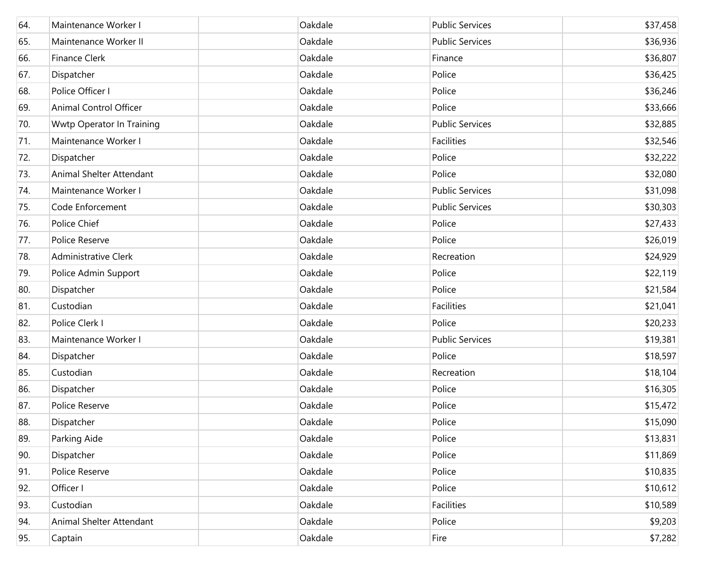| | | | | | |
|---|---|---|---|---|---|
| 64. | Maintenance Worker I | | Oakdale | Public Services | $37,458 |
| 65. | Maintenance Worker II | | Oakdale | Public Services | $36,936 |
| 66. | Finance Clerk | | Oakdale | Finance | $36,807 |
| 67. | Dispatcher | | Oakdale | Police | $36,425 |
| 68. | Police Officer I | | Oakdale | Police | $36,246 |
| 69. | Animal Control Officer | | Oakdale | Police | $33,666 |
| 70. | Wwtp Operator In Training | | Oakdale | Public Services | $32,885 |
| 71. | Maintenance Worker I | | Oakdale | Facilities | $32,546 |
| 72. | Dispatcher | | Oakdale | Police | $32,222 |
| 73. | Animal Shelter Attendant | | Oakdale | Police | $32,080 |
| 74. | Maintenance Worker I | | Oakdale | Public Services | $31,098 |
| 75. | Code Enforcement | | Oakdale | Public Services | $30,303 |
| 76. | Police Chief | | Oakdale | Police | $27,433 |
| 77. | Police Reserve | | Oakdale | Police | $26,019 |
| 78. | Administrative Clerk | | Oakdale | Recreation | $24,929 |
| 79. | Police Admin Support | | Oakdale | Police | $22,119 |
| 80. | Dispatcher | | Oakdale | Police | $21,584 |
| 81. | Custodian | | Oakdale | Facilities | $21,041 |
| 82. | Police Clerk I | | Oakdale | Police | $20,233 |
| 83. | Maintenance Worker I | | Oakdale | Public Services | $19,381 |
| 84. | Dispatcher | | Oakdale | Police | $18,597 |
| 85. | Custodian | | Oakdale | Recreation | $18,104 |
| 86. | Dispatcher | | Oakdale | Police | $16,305 |
| 87. | Police Reserve | | Oakdale | Police | $15,472 |
| 88. | Dispatcher | | Oakdale | Police | $15,090 |
| 89. | Parking Aide | | Oakdale | Police | $13,831 |
| 90. | Dispatcher | | Oakdale | Police | $11,869 |
| 91. | Police Reserve | | Oakdale | Police | $10,835 |
| 92. | Officer I | | Oakdale | Police | $10,612 |
| 93. | Custodian | | Oakdale | Facilities | $10,589 |
| 94. | Animal Shelter Attendant | | Oakdale | Police | $9,203 |
| 95. | Captain | | Oakdale | Fire | $7,282 |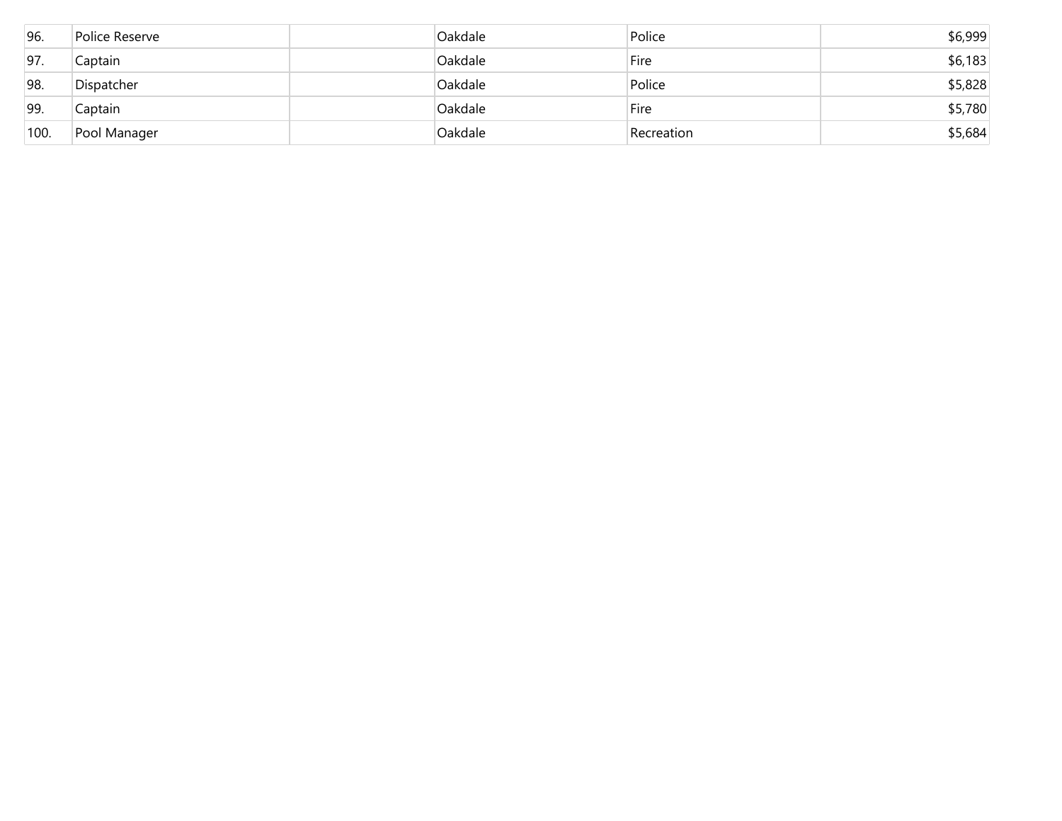| | | | | | |
|---|---|---|---|---|---|
| 96. | Police Reserve | | Oakdale | Police | $6,999 |
| 97. | Captain | | Oakdale | Fire | $6,183 |
| 98. | Dispatcher | | Oakdale | Police | $5,828 |
| 99. | Captain | | Oakdale | Fire | $5,780 |
| 100. | Pool Manager | | Oakdale | Recreation | $5,684 |